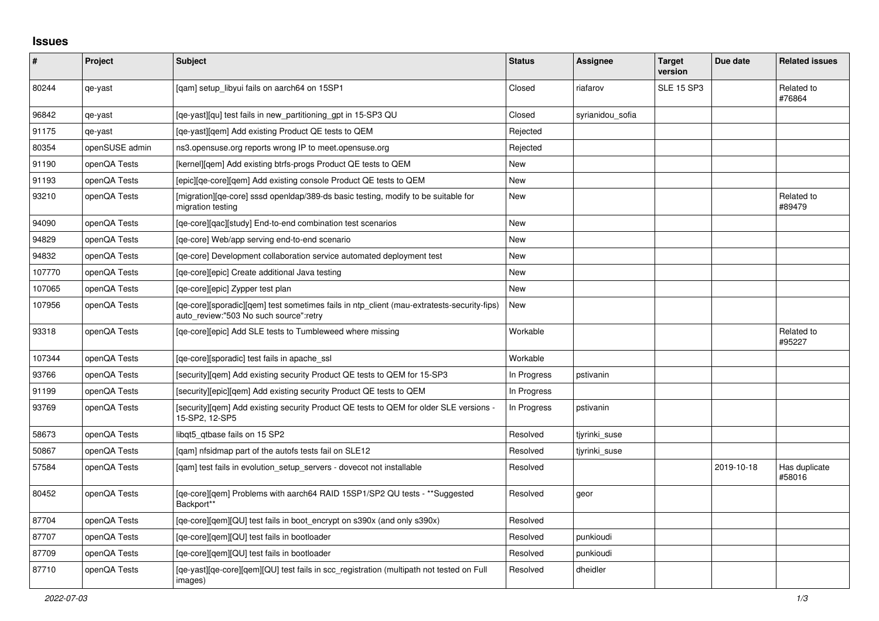# Issues

| # | Project | Subject | Status | Assignee | Target version | Due date | Related issues |
|---|---|---|---|---|---|---|---|
| 80244 | qe-yast | [qam] setup_libyui fails on aarch64 on 15SP1 | Closed | riafarov | SLE 15 SP3 | | Related to #76864 |
| 96842 | qe-yast | [qe-yast][qu] test fails in new_partitioning_gpt in 15-SP3 QU | Closed | syrianidou_sofia | | | |
| 91175 | qe-yast | [qe-yast][qem] Add existing Product QE tests to QEM | Rejected | | | | |
| 80354 | openSUSE admin | ns3.opensuse.org reports wrong IP to meet.opensuse.org | Rejected | | | | |
| 91190 | openQA Tests | [kernel][qem] Add existing btrfs-progs Product QE tests to QEM | New | | | | |
| 91193 | openQA Tests | [epic][qe-core][qem] Add existing console Product QE tests to QEM | New | | | | |
| 93210 | openQA Tests | [migration][qe-core] sssd openldap/389-ds basic testing, modify to be suitable for migration testing | New | | | | Related to #89479 |
| 94090 | openQA Tests | [qe-core][qac][study] End-to-end combination test scenarios | New | | | | |
| 94829 | openQA Tests | [qe-core] Web/app serving end-to-end scenario | New | | | | |
| 94832 | openQA Tests | [qe-core] Development collaboration service automated deployment test | New | | | | |
| 107770 | openQA Tests | [qe-core][epic] Create additional Java testing | New | | | | |
| 107065 | openQA Tests | [qe-core][epic] Zypper test plan | New | | | | |
| 107956 | openQA Tests | [qe-core][sporadic][qem] test sometimes fails in ntp_client (mau-extratests-security-fips) auto_review:"503 No such source":retry | New | | | | |
| 93318 | openQA Tests | [qe-core][epic] Add SLE tests to Tumbleweed where missing | Workable | | | | Related to #95227 |
| 107344 | openQA Tests | [qe-core][sporadic] test fails in apache_ssl | Workable | | | | |
| 93766 | openQA Tests | [security][qem] Add existing security Product QE tests to QEM for 15-SP3 | In Progress | pstivanin | | | |
| 91199 | openQA Tests | [security][epic][qem] Add existing security Product QE tests to QEM | In Progress | | | | |
| 93769 | openQA Tests | [security][qem] Add existing security Product QE tests to QEM for older SLE versions - 15-SP2, 12-SP5 | In Progress | pstivanin | | | |
| 58673 | openQA Tests | libqt5_qtbase fails on 15 SP2 | Resolved | tjyrinki_suse | | | |
| 50867 | openQA Tests | [qam] nfsidmap part of the autofs tests fail on SLE12 | Resolved | tjyrinki_suse | | | |
| 57584 | openQA Tests | [qam] test fails in evolution_setup_servers - dovecot not installable | Resolved | | | 2019-10-18 | Has duplicate #58016 |
| 80452 | openQA Tests | [qe-core][qem] Problems with aarch64 RAID 15SP1/SP2 QU tests - **Suggested Backport** | Resolved | geor | | | |
| 87704 | openQA Tests | [qe-core][qem][QU] test fails in boot_encrypt on s390x (and only s390x) | Resolved | | | | |
| 87707 | openQA Tests | [qe-core][qem][QU] test fails in bootloader | Resolved | punkioudi | | | |
| 87709 | openQA Tests | [qe-core][qem][QU] test fails in bootloader | Resolved | punkioudi | | | |
| 87710 | openQA Tests | [qe-yast][qe-core][qem][QU] test fails in scc_registration (multipath not tested on Full images) | Resolved | dheidler | | | |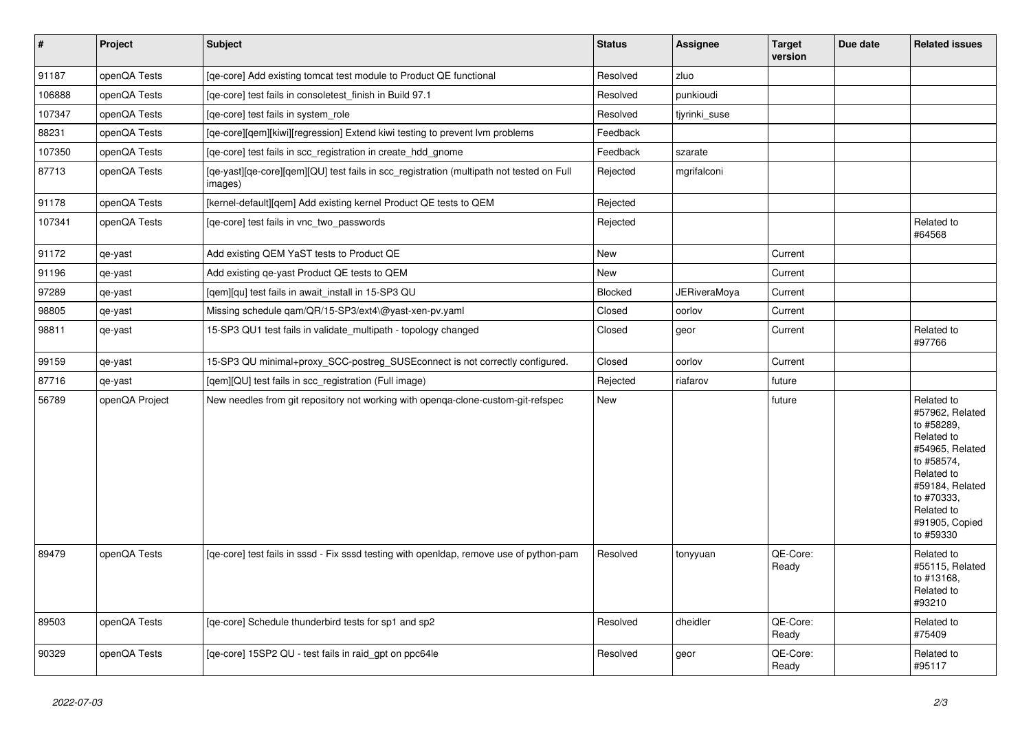| # | Project | Subject | Status | Assignee | Target version | Due date | Related issues |
|---|---|---|---|---|---|---|---|
| 91187 | openQA Tests | [qe-core] Add existing tomcat test module to Product QE functional | Resolved | zluo | | | |
| 106888 | openQA Tests | [qe-core] test fails in consoletest_finish in Build 97.1 | Resolved | punkioudi | | | |
| 107347 | openQA Tests | [qe-core] test fails in system_role | Resolved | tjyrinki_suse | | | |
| 88231 | openQA Tests | [qe-core][qem][kiwi][regression] Extend kiwi testing to prevent lvm problems | Feedback | | | | |
| 107350 | openQA Tests | [qe-core] test fails in scc_registration in create_hdd_gnome | Feedback | szarate | | | |
| 87713 | openQA Tests | [qe-yast][qe-core][qem][QU] test fails in scc_registration (multipath not tested on Full images) | Rejected | mgrifalconi | | | |
| 91178 | openQA Tests | [kernel-default][qem] Add existing kernel Product QE tests to QEM | Rejected | | | | |
| 107341 | openQA Tests | [qe-core] test fails in vnc_two_passwords | Rejected | | | | Related to #64568 |
| 91172 | qe-yast | Add existing QEM YaST tests to Product QE | New | | Current | | |
| 91196 | qe-yast | Add existing qe-yast Product QE tests to QEM | New | | Current | | |
| 97289 | qe-yast | [qem][qu] test fails in await_install in 15-SP3 QU | Blocked | JERiveraMoya | Current | | |
| 98805 | qe-yast | Missing schedule qam/QR/15-SP3/ext4\@yast-xen-pv.yaml | Closed | oorlov | Current | | |
| 98811 | qe-yast | 15-SP3 QU1 test fails in validate_multipath - topology changed | Closed | geor | Current | | Related to #97766 |
| 99159 | qe-yast | 15-SP3 QU minimal+proxy_SCC-postreg_SUSEconnect is not correctly configured. | Closed | oorlov | Current | | |
| 87716 | qe-yast | [qem][QU] test fails in scc_registration (Full image) | Rejected | riafarov | future | | |
| 56789 | openQA Project | New needles from git repository not working with openqa-clone-custom-git-refspec | New | | future | | Related to #57962, Related to #58289, Related to #54965, Related to #58574, Related to #59184, Related to #70333, Related to #91905, Copied to #59330 |
| 89479 | openQA Tests | [qe-core] test fails in sssd - Fix sssd testing with openldap, remove use of python-pam | Resolved | tonyyuan | QE-Core: Ready | | Related to #55115, Related to #13168, Related to #93210 |
| 89503 | openQA Tests | [qe-core] Schedule thunderbird tests for sp1 and sp2 | Resolved | dheidler | QE-Core: Ready | | Related to #75409 |
| 90329 | openQA Tests | [qe-core] 15SP2 QU - test fails in raid_gpt on ppc64le | Resolved | geor | QE-Core: Ready | | Related to #95117 |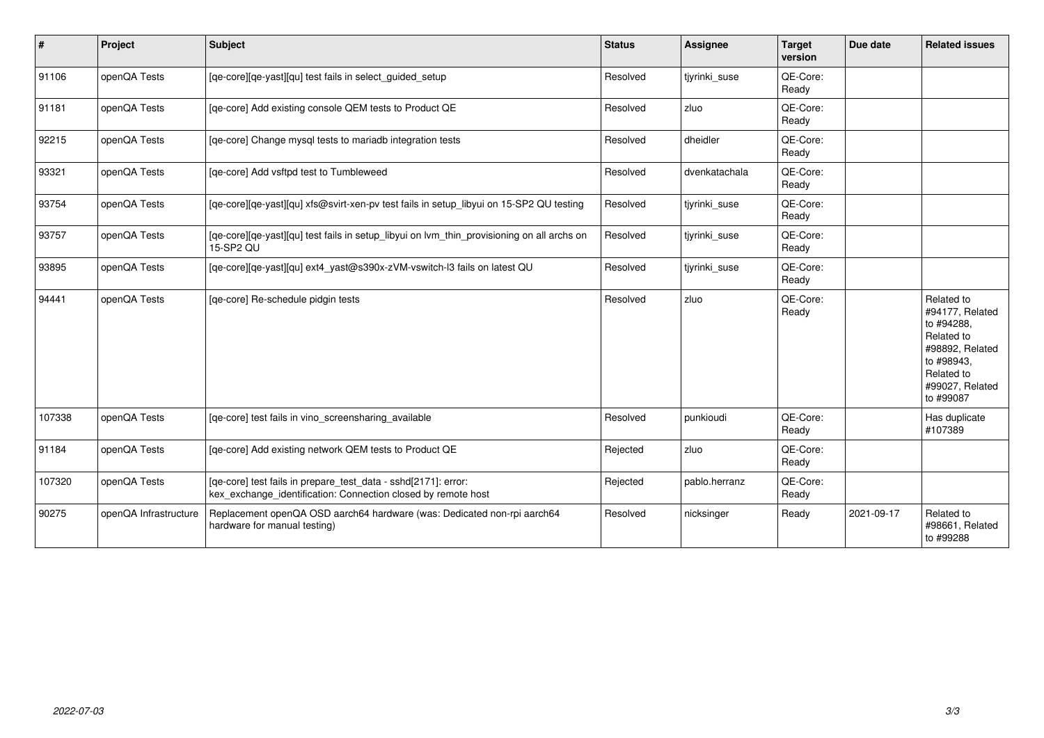| # | Project | Subject | Status | Assignee | Target version | Due date | Related issues |
|---|---|---|---|---|---|---|---|
| 91106 | openQA Tests | [qe-core][qe-yast][qu] test fails in select_guided_setup | Resolved | tjyrinki_suse | QE-Core: Ready | | |
| 91181 | openQA Tests | [qe-core] Add existing console QEM tests to Product QE | Resolved | zluo | QE-Core: Ready | | |
| 92215 | openQA Tests | [qe-core] Change mysql tests to mariadb integration tests | Resolved | dheidler | QE-Core: Ready | | |
| 93321 | openQA Tests | [qe-core] Add vsftpd test to Tumbleweed | Resolved | dvenkatachala | QE-Core: Ready | | |
| 93754 | openQA Tests | [qe-core][qe-yast][qu] xfs@svirt-xen-pv test fails in setup_libyui on 15-SP2 QU testing | Resolved | tjyrinki_suse | QE-Core: Ready | | |
| 93757 | openQA Tests | [qe-core][qe-yast][qu] test fails in setup_libyui on lvm_thin_provisioning on all archs on 15-SP2 QU | Resolved | tjyrinki_suse | QE-Core: Ready | | |
| 93895 | openQA Tests | [qe-core][qe-yast][qu] ext4_yast@s390x-zVM-vswitch-l3 fails on latest QU | Resolved | tjyrinki_suse | QE-Core: Ready | | |
| 94441 | openQA Tests | [qe-core] Re-schedule pidgin tests | Resolved | zluo | QE-Core: Ready | | Related to #94177, Related to #94288, Related to #98892, Related to #98943, Related to #99027, Related to #99087 |
| 107338 | openQA Tests | [qe-core] test fails in vino_screensharing_available | Resolved | punkioudi | QE-Core: Ready | | Has duplicate #107389 |
| 91184 | openQA Tests | [qe-core] Add existing network QEM tests to Product QE | Rejected | zluo | QE-Core: Ready | | |
| 107320 | openQA Tests | [qe-core] test fails in prepare_test_data - sshd[2171]: error: kex_exchange_identification: Connection closed by remote host | Rejected | pablo.herranz | QE-Core: Ready | | |
| 90275 | openQA Infrastructure | Replacement openQA OSD aarch64 hardware (was: Dedicated non-rpi aarch64 hardware for manual testing) | Resolved | nicksinger | Ready | 2021-09-17 | Related to #98661, Related to #99288 |